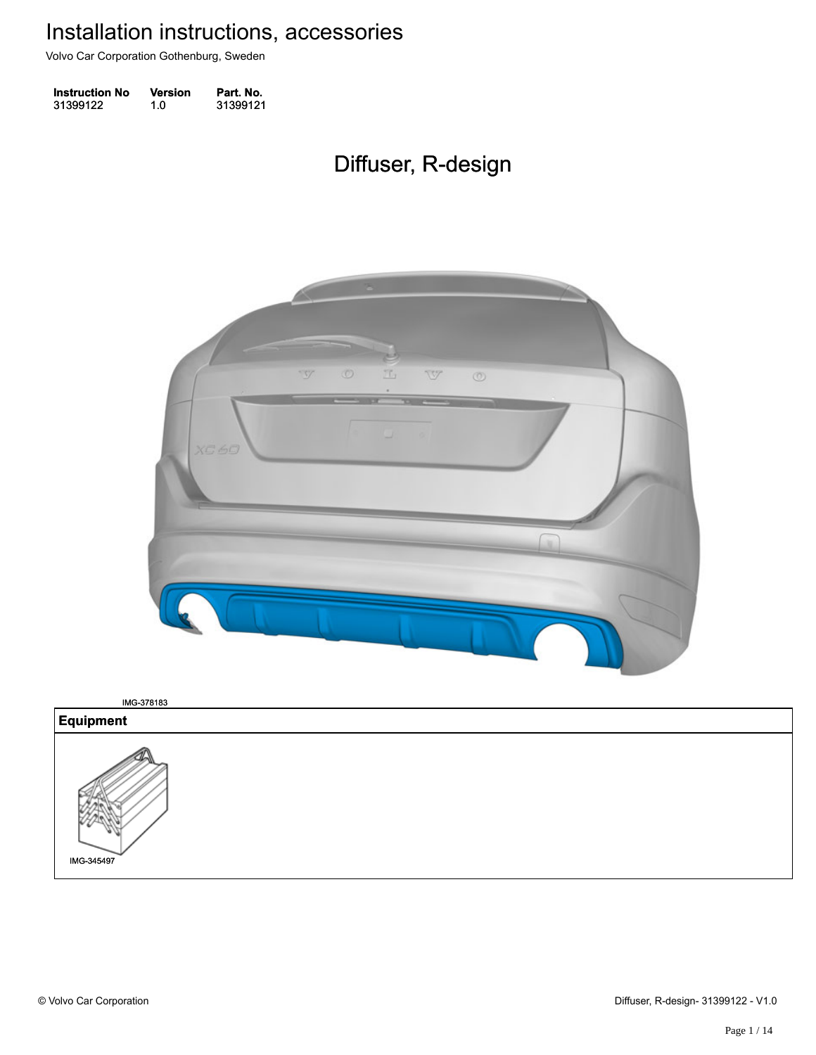# Installation instructions, accessories

Volvo Car Corporation Gothenburg, Sweden

| Instruction No | Version | Part. No. |
| --- | --- | --- |
| 31399122 | 1.0 | 31399121 |

## Diffuser, R-design

IMG-378183

| Equipment |
| --- |
| IMG-345497 |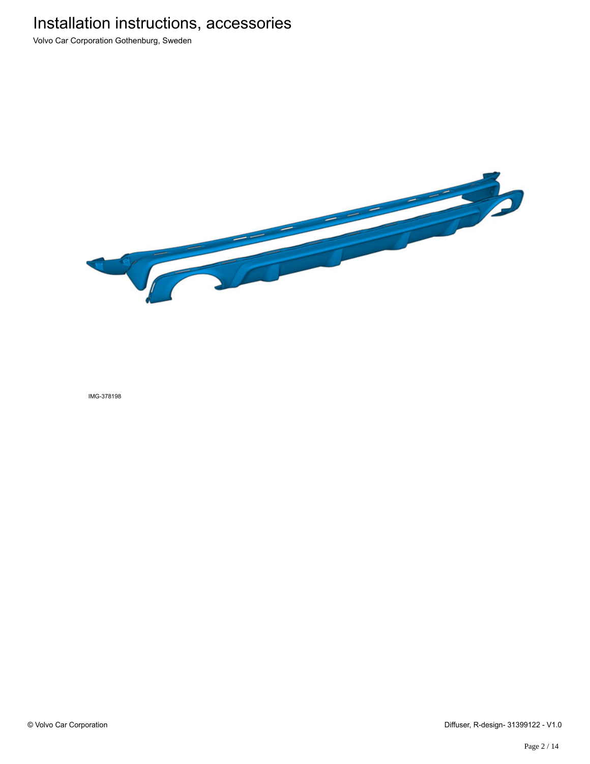IMG-378198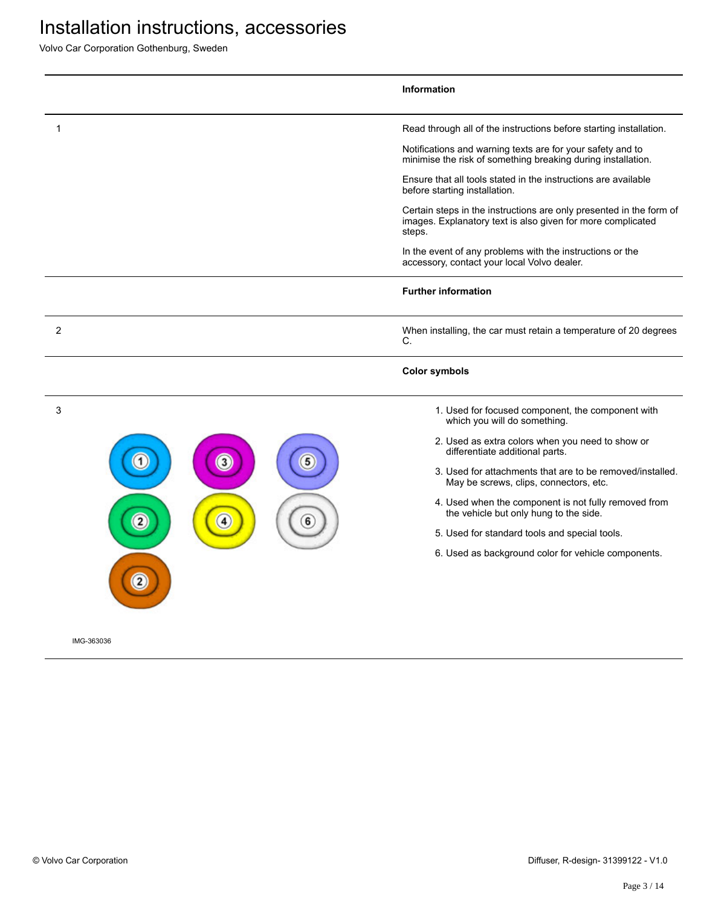# Installation instructions, accessories

Volvo Car Corporation Gothenburg, Sweden

## Information

1

Read through all of the instructions before starting installation.

Notifications and warning texts are for your safety and to minimise the risk of something breaking during installation.

Ensure that all tools stated in the instructions are available before starting installation.

Certain steps in the instructions are only presented in the form of images. Explanatory text is also given for more complicated steps.

In the event of any problems with the instructions or the accessory, contact your local Volvo dealer.

## Further information

2

When installing, the car must retain a temperature of 20 degrees C.

## Color symbols

3

IMG-363036

1. Used for focused component, the component with which you will do something.
2. Used as extra colors when you need to show or differentiate additional parts.
3. Used for attachments that are to be removed/installed. May be screws, clips, connectors, etc.
4. Used when the component is not fully removed from the vehicle but only hung to the side.
5. Used for standard tools and special tools.
6. Used as background color for vehicle components.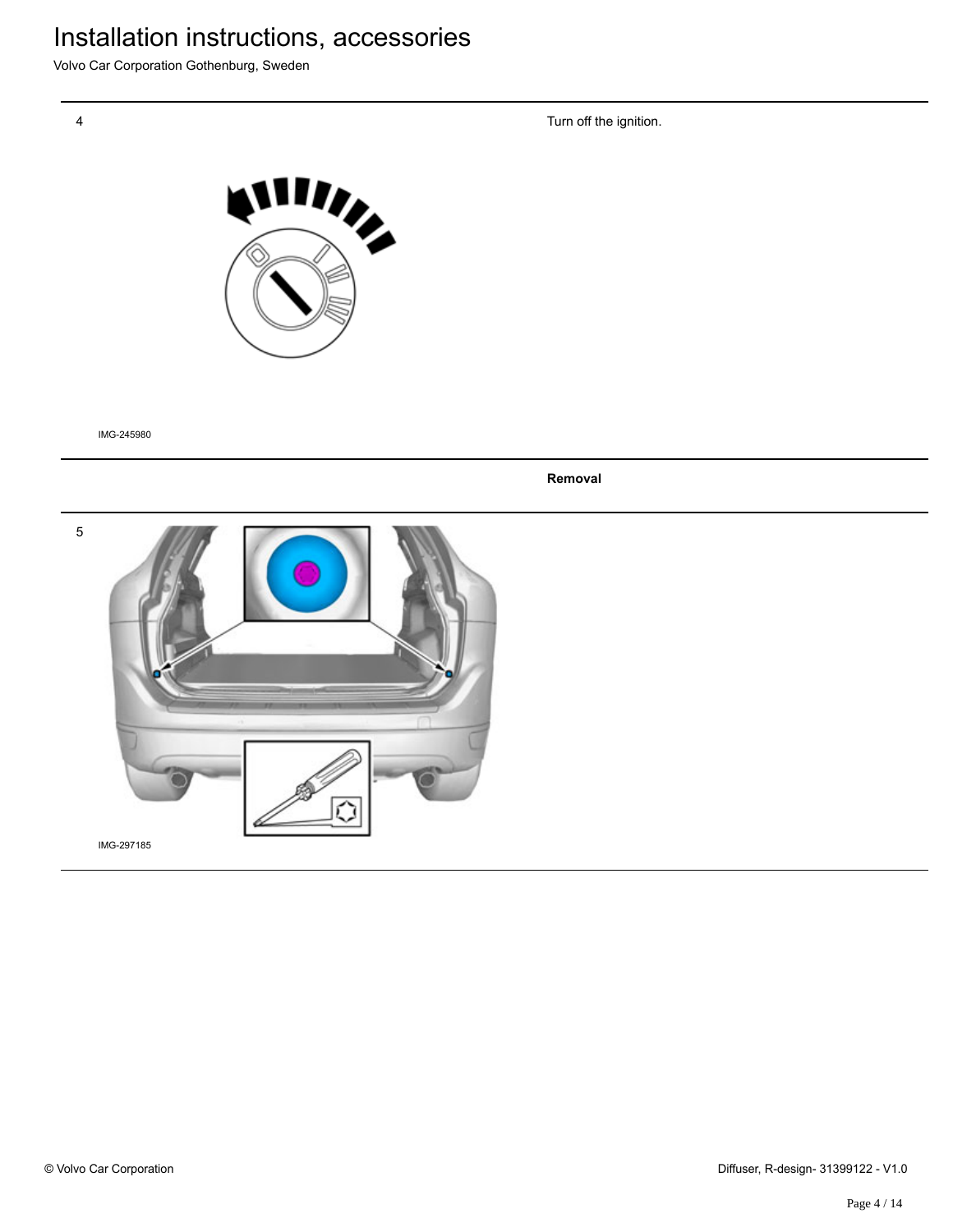4

Turn off the ignition.

IMG-245980

**Removal**

5

IMG-297185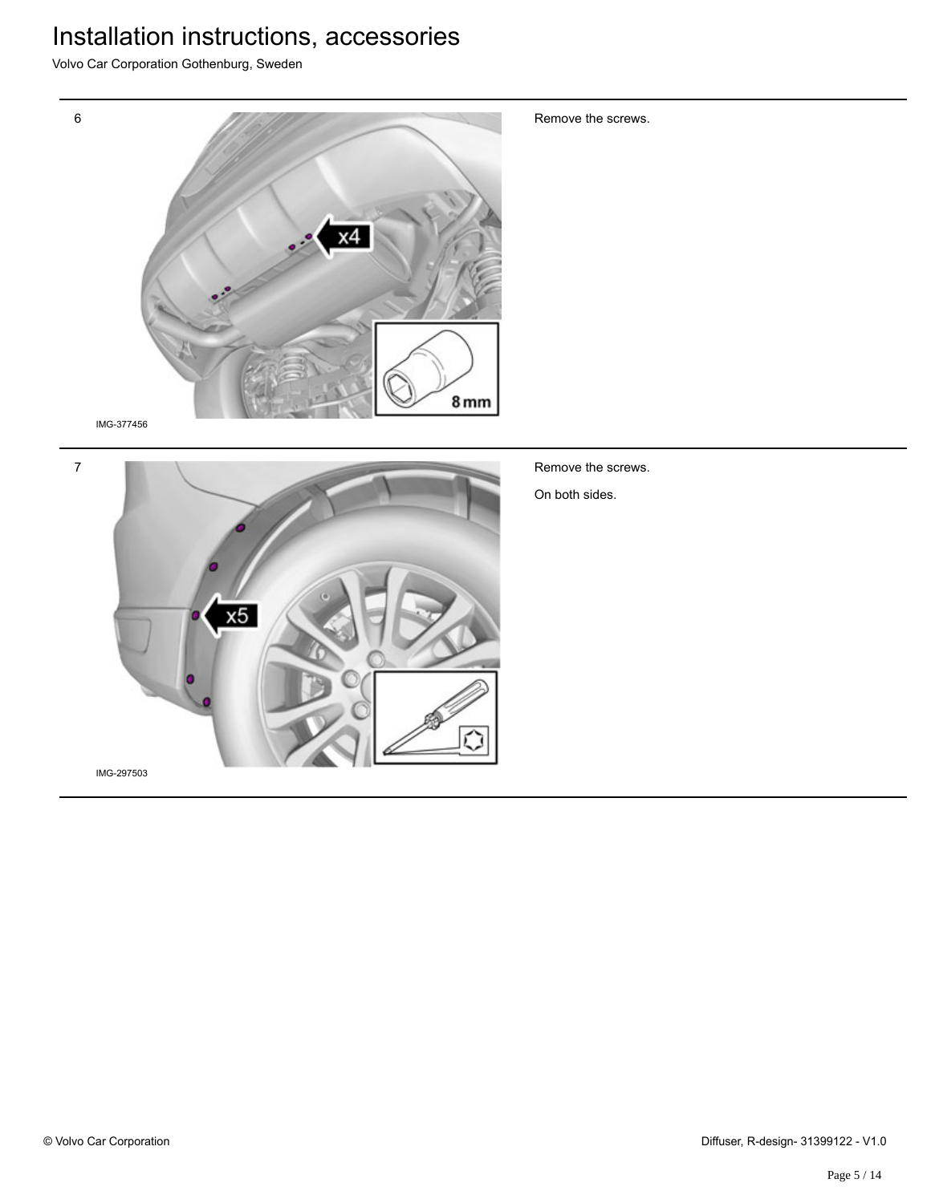6

IMG-377456

Remove the screws.

7

IMG-297503

Remove the screws.

On both sides.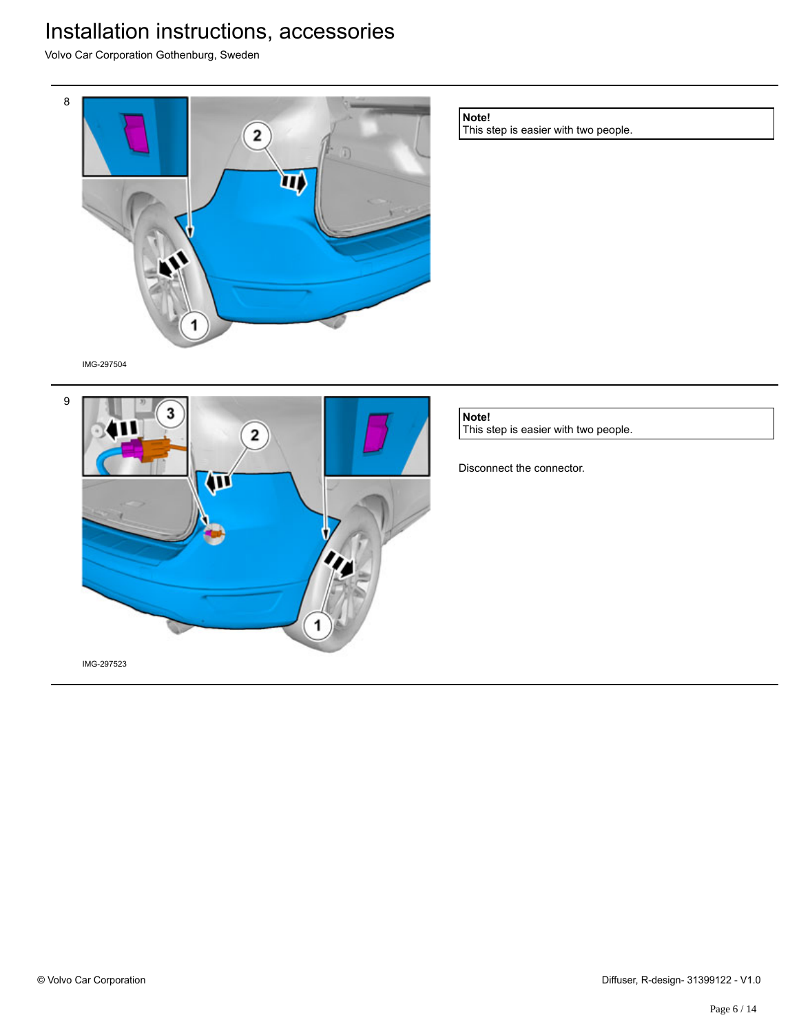# Installation instructions, accessories

Volvo Car Corporation Gothenburg, Sweden

8

IMG-297504

**Note!**
This step is easier with two people.

9

IMG-297523

**Note!**
This step is easier with two people.

Disconnect the connector.

© Volvo Car Corporation

Diffuser, R-design- 31399122 - V1.0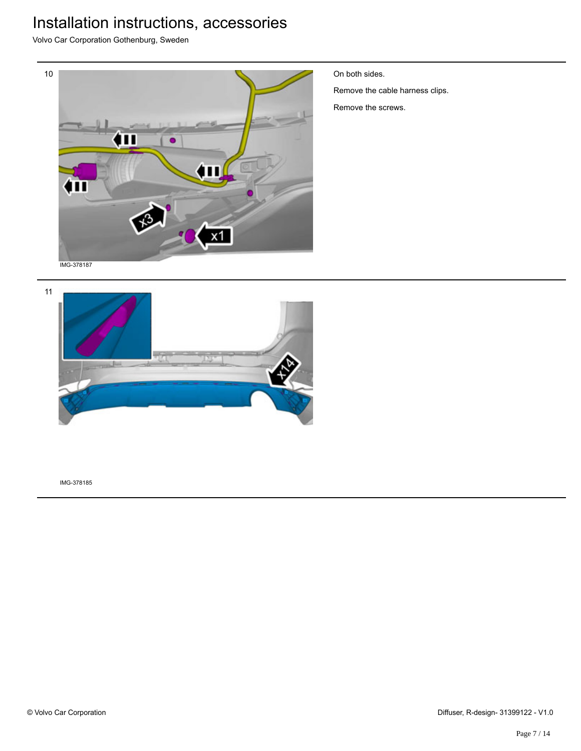10

On both sides.

Remove the cable harness clips.

Remove the screws.

IMG-378187

11

IMG-378185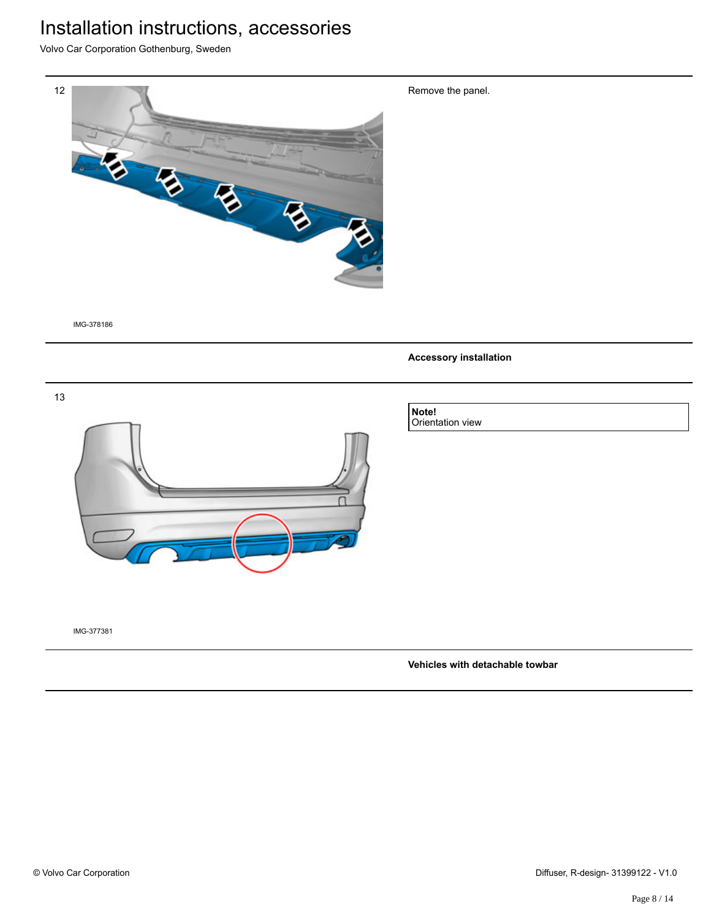12

IMG-378186

Remove the panel.

**Accessory installation**

13

IMG-377381

**Note!**
Orientation view

**Vehicles with detachable towbar**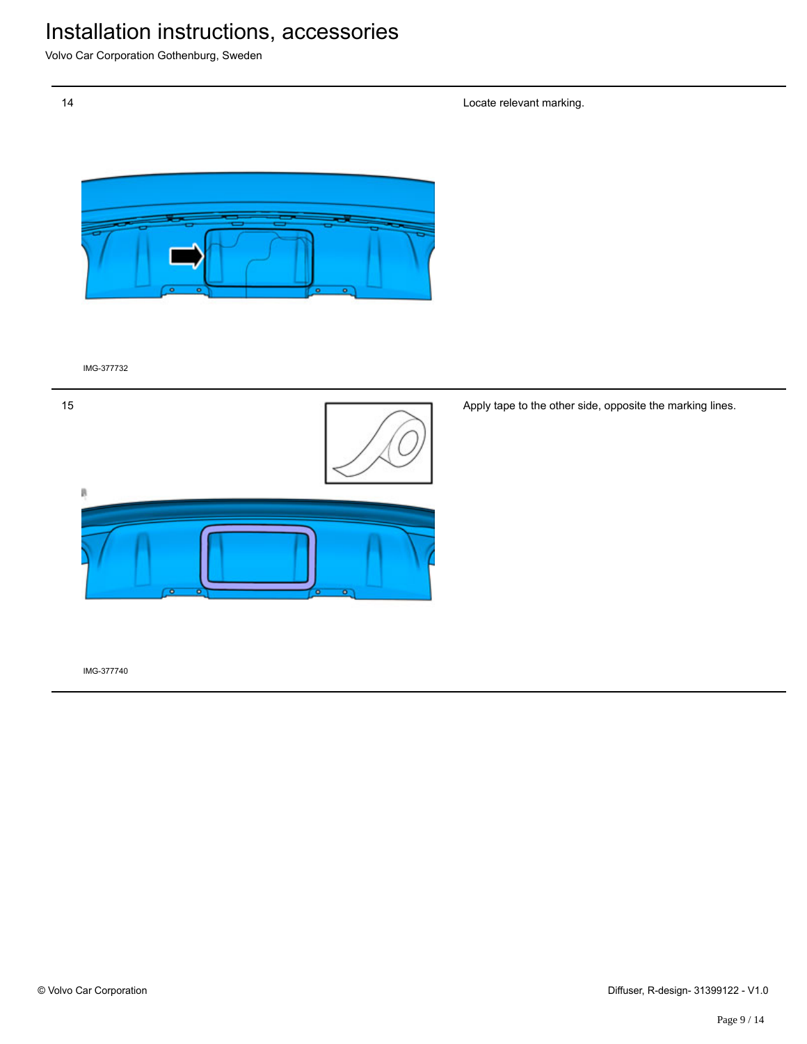14

Locate relevant marking.

IMG-377732

15

Apply tape to the other side, opposite the marking lines.

IMG-377740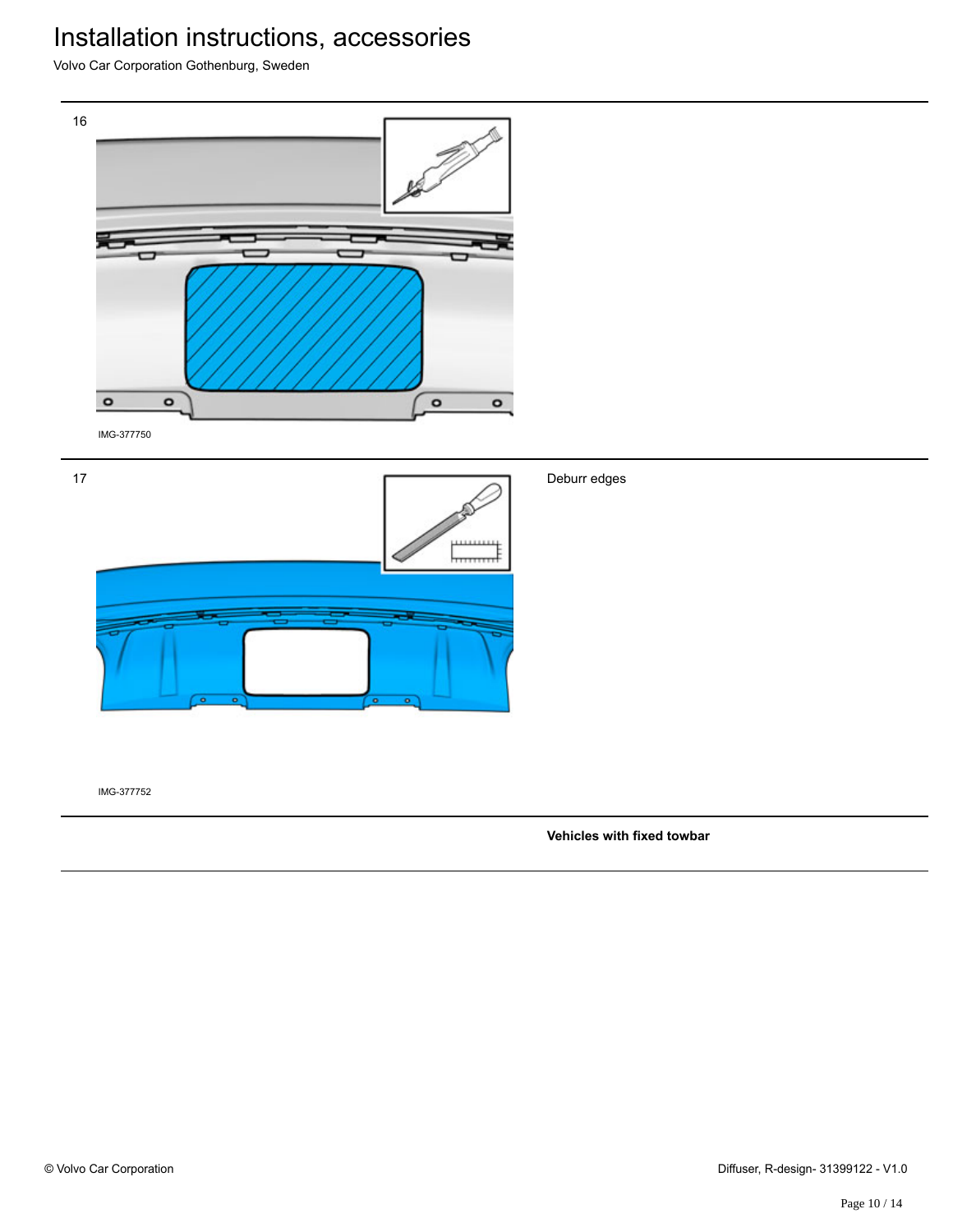16

IMG-377750

17

Deburr edges

IMG-377752

**Vehicles with fixed towbar**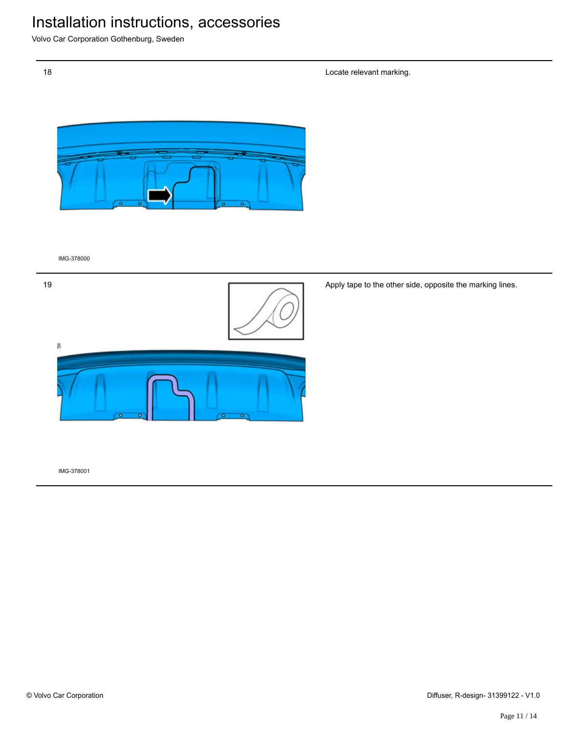# Installation instructions, accessories

Volvo Car Corporation Gothenburg, Sweden

18

Locate relevant marking.

IMG-378000

19

Apply tape to the other side, opposite the marking lines.

IMG-378001

© Volvo Car Corporation

Diffuser, R-design- 31399122 - V1.0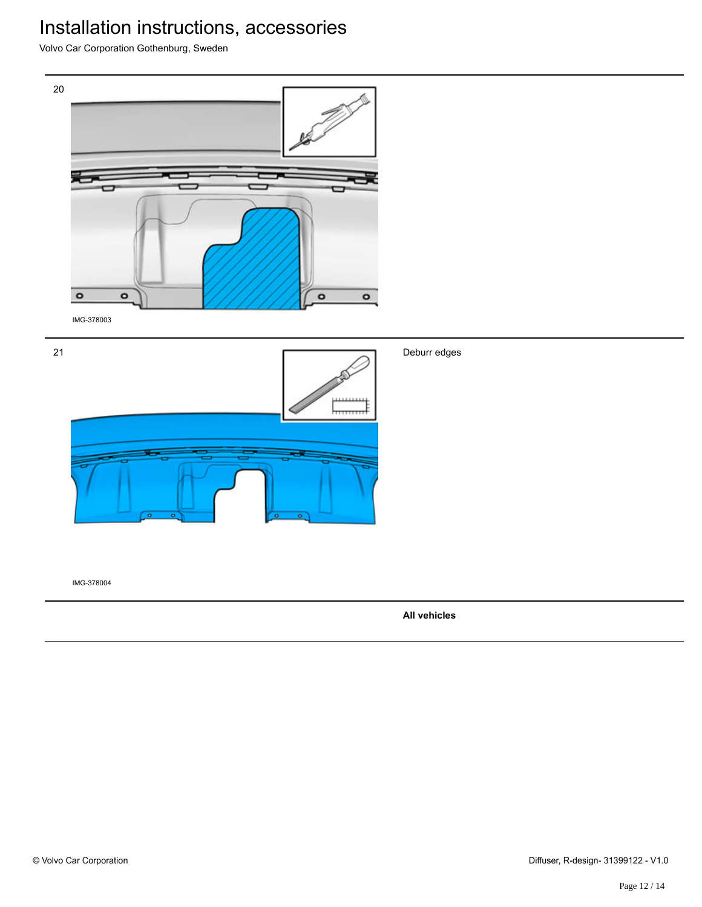20

IMG-378003

21

Deburr edges

IMG-378004

**All vehicles**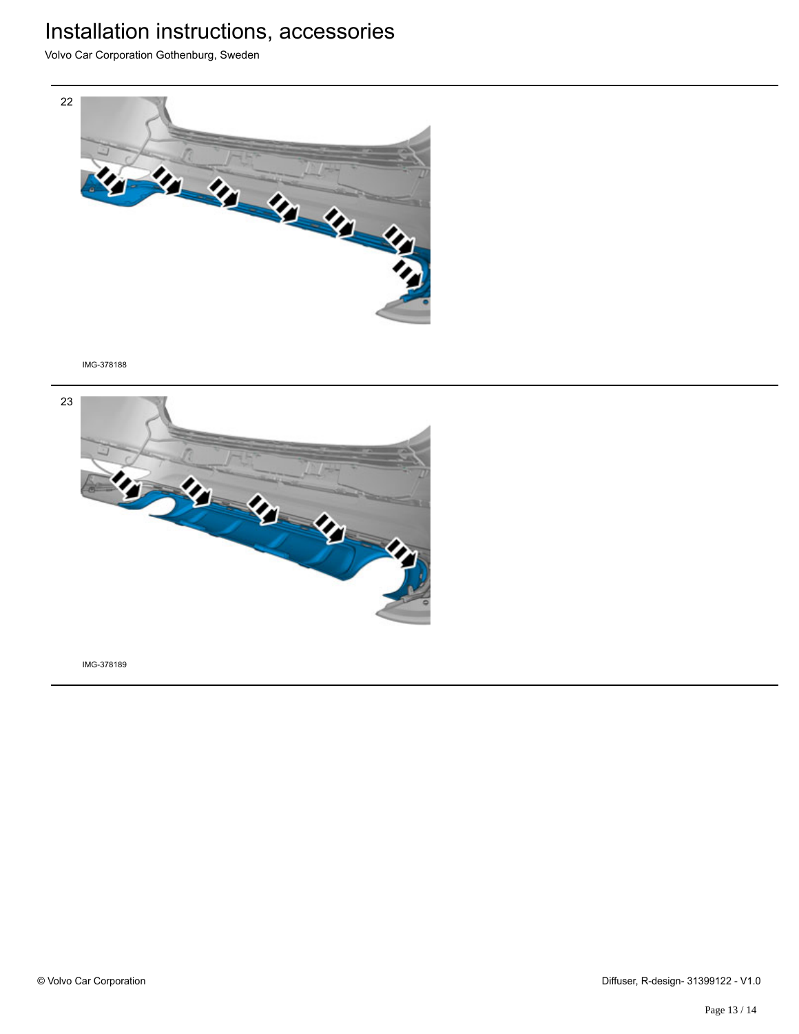22

IMG-378188

23

IMG-378189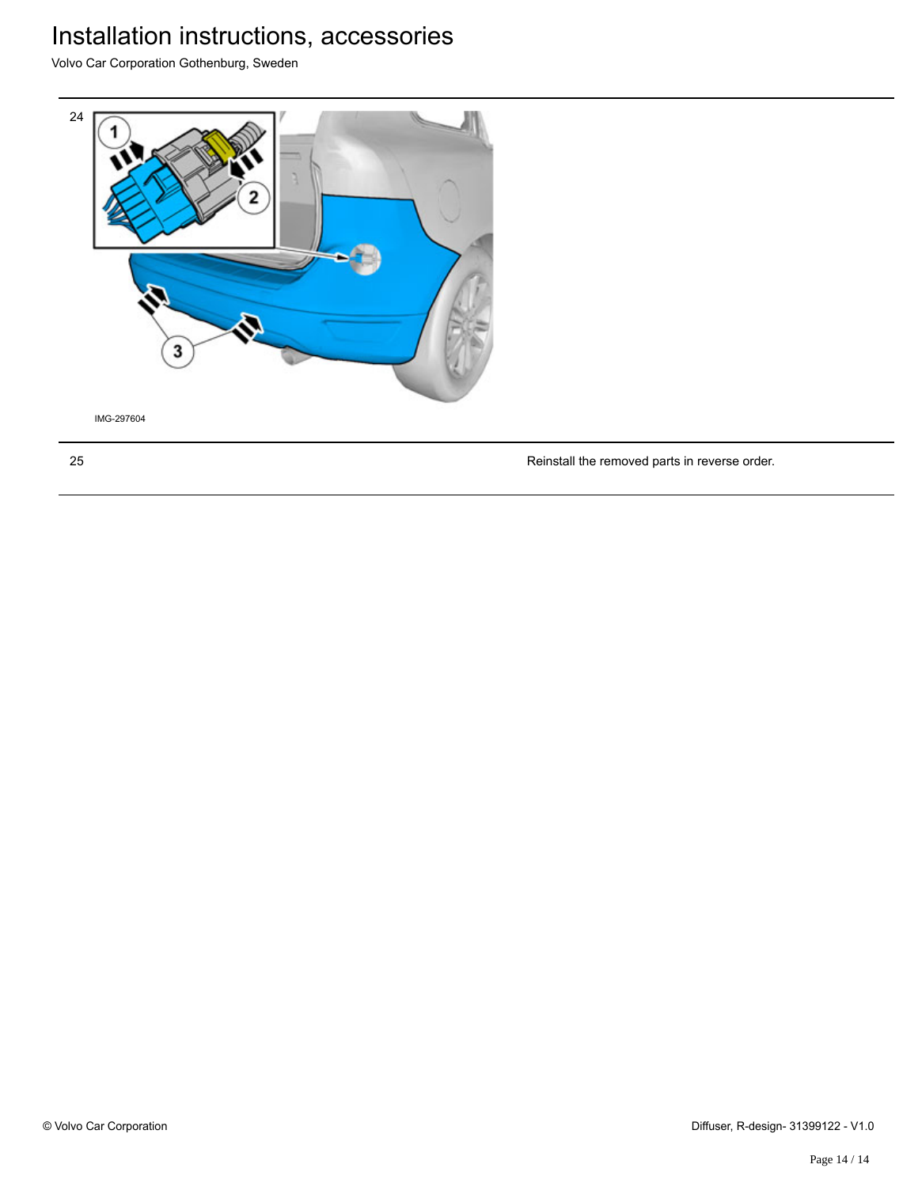24

1

2

3

IMG-297604

25

Reinstall the removed parts in reverse order.